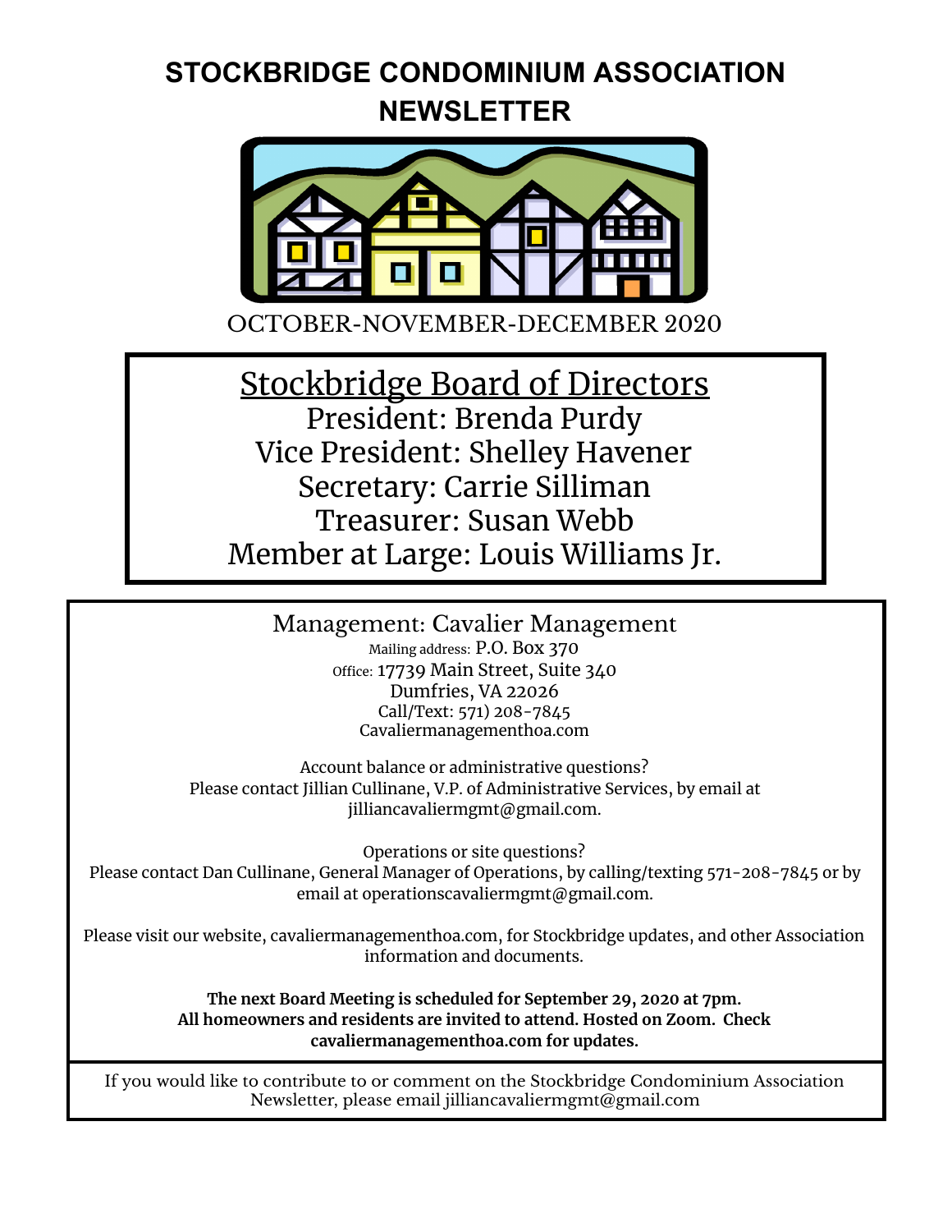# STOCKBRIDGE CONDOMINIUM ASSOCIATION NEWSLETTER

OCTOBER-NOVEMBER-DECEMBER 2020

## Stockbridge Board of Directors

President: Brenda Purdy
Vice President: Shelley Havener
Secretary: Carrie Silliman
Treasurer: Susan Webb
Member at Large: Louis Williams Jr.

Management: Cavalier Management
Mailing address: P.O. Box 370
Office: 17739 Main Street, Suite 340
Dumfries, VA 22026
Call/Text: 571) 208-7845
Cavaliermanagementhoa.com

Account balance or administrative questions?
Please contact Jillian Cullinane, V.P. of Administrative Services, by email at jilliancavaliermgmt@gmail.com.

Operations or site questions?
Please contact Dan Cullinane, General Manager of Operations, by calling/texting 571-208-7845 or by email at operationscavaliermgmt@gmail.com.

Please visit our website, cavaliermanagementhoa.com, for Stockbridge updates, and other Association information and documents.

**The next Board Meeting is scheduled for September 29, 2020 at 7pm. All homeowners and residents are invited to attend. Hosted on Zoom. Check cavaliermanagementhoa.com for updates.**

If you would like to contribute to or comment on the Stockbridge Condominium Association Newsletter, please email jilliancavaliermgmt@gmail.com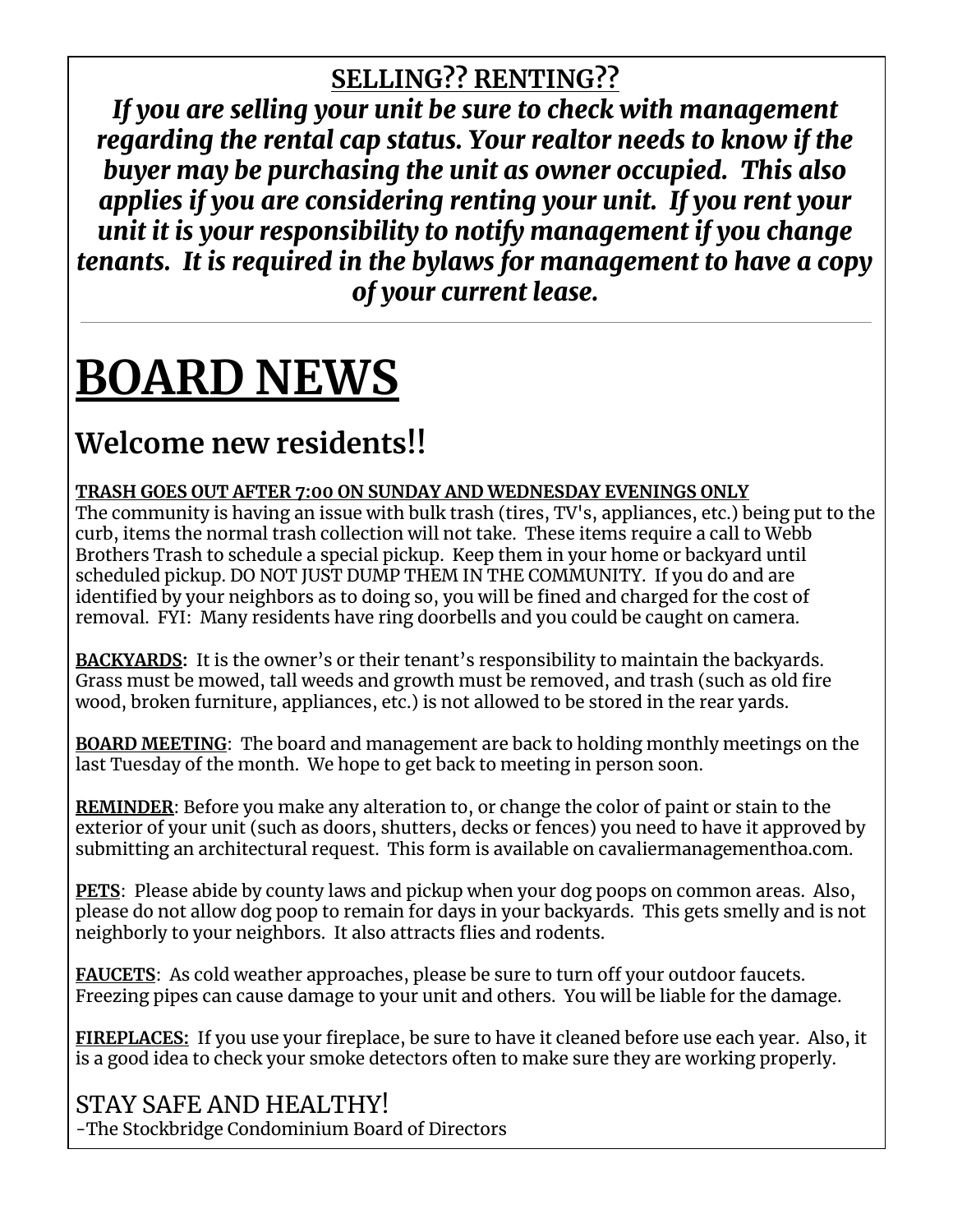**SELLING?? RENTING??**

***If you are selling your unit be sure to check with management regarding the rental cap status. Your realtor needs to know if the buyer may be purchasing the unit as owner occupied. This also applies if you are considering renting your unit. If you rent your unit it is your responsibility to notify management if you change tenants. It is required in the bylaws for management to have a copy of your current lease.***

---

# BOARD NEWS

## Welcome new residents!!

**TRASH GOES OUT AFTER 7:00 ON SUNDAY AND WEDNESDAY EVENINGS ONLY**
The community is having an issue with bulk trash (tires, TV's, appliances, etc.) being put to the curb, items the normal trash collection will not take. These items require a call to Webb Brothers Trash to schedule a special pickup. Keep them in your home or backyard until scheduled pickup. DO NOT JUST DUMP THEM IN THE COMMUNITY. If you do and are identified by your neighbors as to doing so, you will be fined and charged for the cost of removal. FYI: Many residents have ring doorbells and you could be caught on camera.

**BACKYARDS:** It is the owner's or their tenant's responsibility to maintain the backyards. Grass must be mowed, tall weeds and growth must be removed, and trash (such as old fire wood, broken furniture, appliances, etc.) is not allowed to be stored in the rear yards.

**BOARD MEETING**: The board and management are back to holding monthly meetings on the last Tuesday of the month. We hope to get back to meeting in person soon.

**REMINDER**: Before you make any alteration to, or change the color of paint or stain to the exterior of your unit (such as doors, shutters, decks or fences) you need to have it approved by submitting an architectural request. This form is available on cavaliermanagementhoa.com.

**PETS**: Please abide by county laws and pickup when your dog poops on common areas. Also, please do not allow dog poop to remain for days in your backyards. This gets smelly and is not neighborly to your neighbors. It also attracts flies and rodents.

**FAUCETS**: As cold weather approaches, please be sure to turn off your outdoor faucets. Freezing pipes can cause damage to your unit and others. You will be liable for the damage.

**FIREPLACES:** If you use your fireplace, be sure to have it cleaned before use each year. Also, it is a good idea to check your smoke detectors often to make sure they are working properly.

STAY SAFE AND HEALTHY!
-The Stockbridge Condominium Board of Directors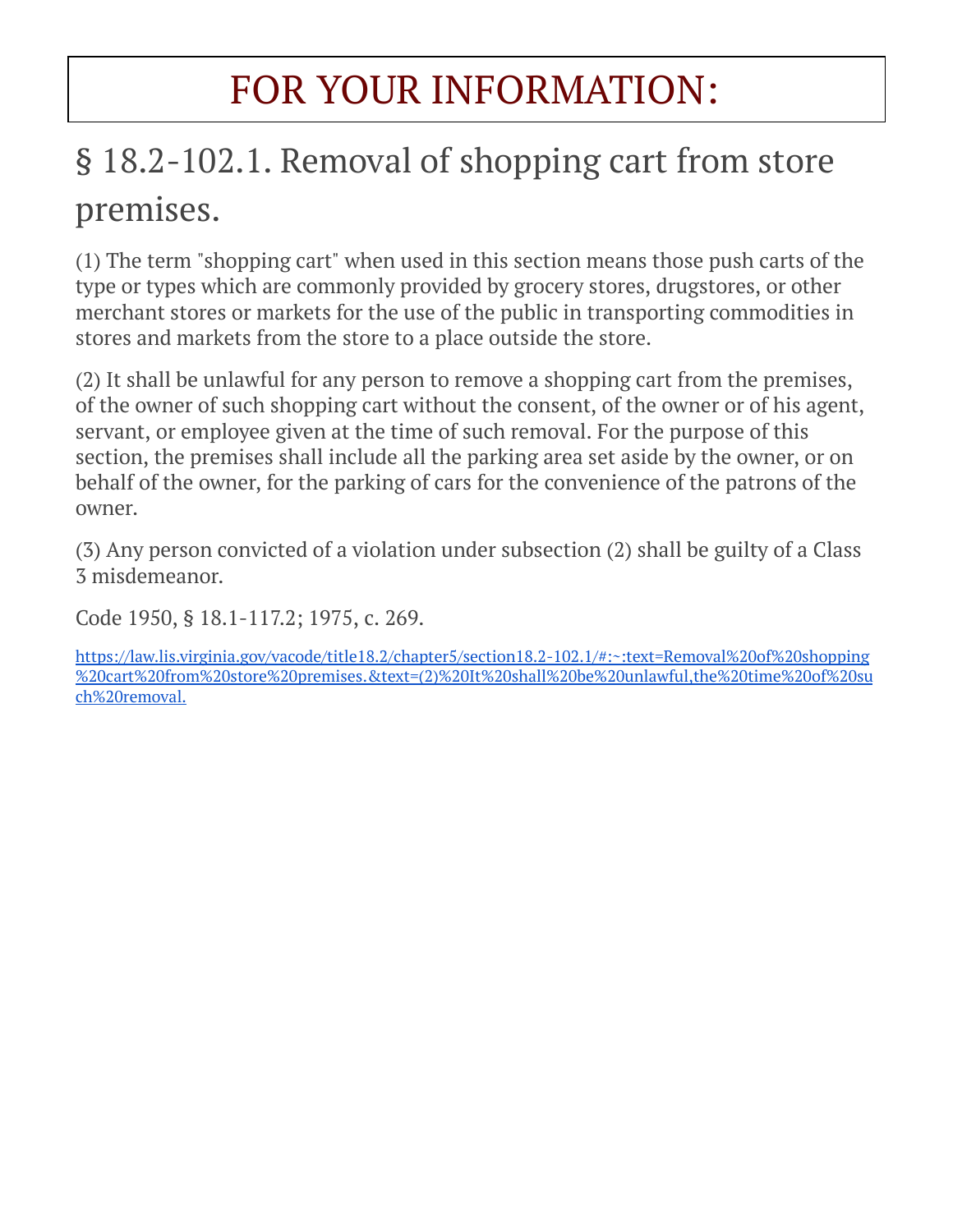# FOR YOUR INFORMATION:

## § 18.2-102.1. Removal of shopping cart from store premises.

(1) The term "shopping cart" when used in this section means those push carts of the type or types which are commonly provided by grocery stores, drugstores, or other merchant stores or markets for the use of the public in transporting commodities in stores and markets from the store to a place outside the store.

(2) It shall be unlawful for any person to remove a shopping cart from the premises, of the owner of such shopping cart without the consent, of the owner or of his agent, servant, or employee given at the time of such removal. For the purpose of this section, the premises shall include all the parking area set aside by the owner, or on behalf of the owner, for the parking of cars for the convenience of the patrons of the owner.

(3) Any person convicted of a violation under subsection (2) shall be guilty of a Class 3 misdemeanor.

Code 1950, § 18.1-117.2; 1975, c. 269.

https://law.lis.virginia.gov/vacode/title18.2/chapter5/section18.2-102.1/#:~:text=Removal%20of%20shopping%20cart%20from%20store%20premises.&text=(2)%20It%20shall%20be%20unlawful,the%20time%20of%20such%20removal.